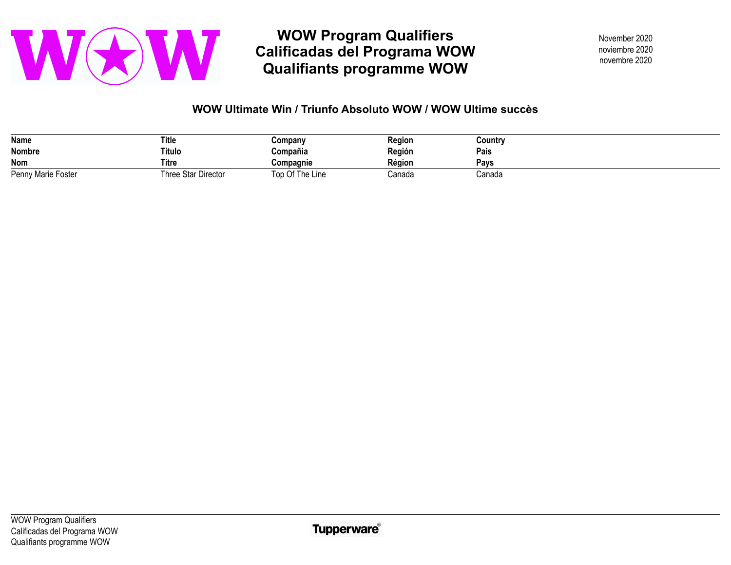# WOW Program Qualifiers
# Calificadas del Programa WOW
# Qualifiants programme WOW

November 2020
noviembre 2020
novembre 2020

## WOW Ultimate Win / Triunfo Absoluto WOW / WOW Ultime succès

| Name<br>Nombre<br>Nom | Title<br>Título<br>Titre | Company<br>Compañia<br>Compagnie | Region<br>Región<br>Région | Country<br>Pais<br>Pays |
|---|---|---|---|---|
| Penny Marie Foster | Three Star Director | Top Of The Line | Canada | Canada |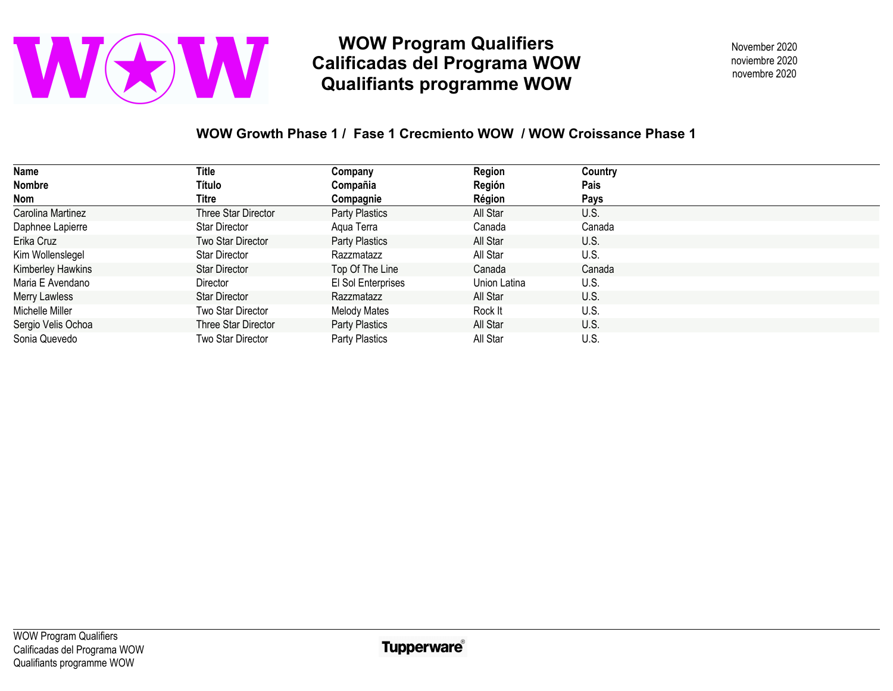# WOW Program Qualifiers
# Calificadas del Programa WOW
# Qualifiants programme WOW

November 2020
noviembre 2020
novembre 2020

## WOW Growth Phase 1 / Fase 1 Crecmiento WOW / WOW Croissance Phase 1

| Name<br>Nombre<br>Nom | Title<br>Título<br>Titre | Company<br>Compañia<br>Compagnie | Region<br>Región<br>Région | Country<br>Pais<br>Pays |
|---|---|---|---|---|
| Carolina Martinez | Three Star Director | Party Plastics | All Star | U.S. |
| Daphnee Lapierre | Star Director | Aqua Terra | Canada | Canada |
| Erika Cruz | Two Star Director | Party Plastics | All Star | U.S. |
| Kim Wollenslegel | Star Director | Razzmatazz | All Star | U.S. |
| Kimberley Hawkins | Star Director | Top Of The Line | Canada | Canada |
| Maria E Avendano | Director | El Sol Enterprises | Union Latina | U.S. |
| Merry Lawless | Star Director | Razzmatazz | All Star | U.S. |
| Michelle Miller | Two Star Director | Melody Mates | Rock It | U.S. |
| Sergio Velis Ochoa | Three Star Director | Party Plastics | All Star | U.S. |
| Sonia Quevedo | Two Star Director | Party Plastics | All Star | U.S. |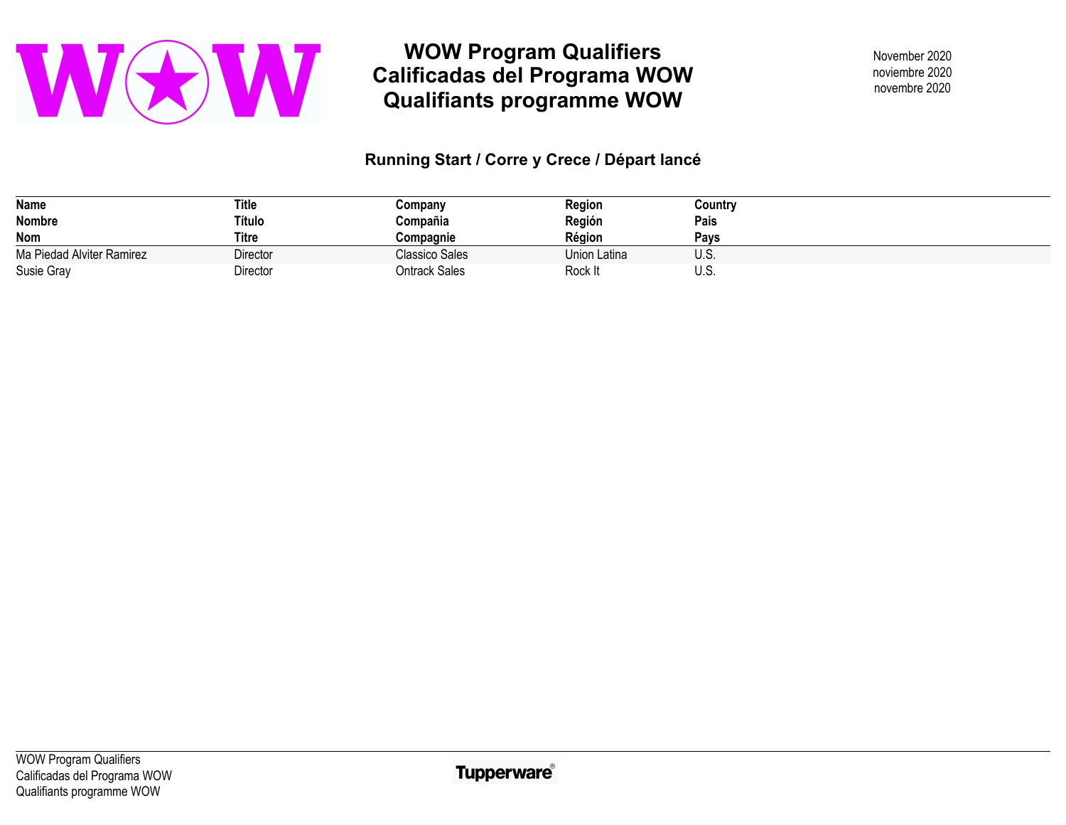# WOW Program Qualifiers
# Calificadas del Programa WOW
# Qualifiants programme WOW

November 2020
noviembre 2020
novembre 2020

## Running Start / Corre y Crece / Départ lancé

| Name<br>Nombre<br>Nom | Title<br>Título<br>Titre | Company<br>Compañia<br>Compagnie | Region<br>Región<br>Région | Country<br>Pais<br>Pays |
|---|---|---|---|---|
| Ma Piedad Alviter Ramirez | Director | Classico Sales | Union Latina | U.S. |
| Susie Gray | Director | Ontrack Sales | Rock It | U.S. |